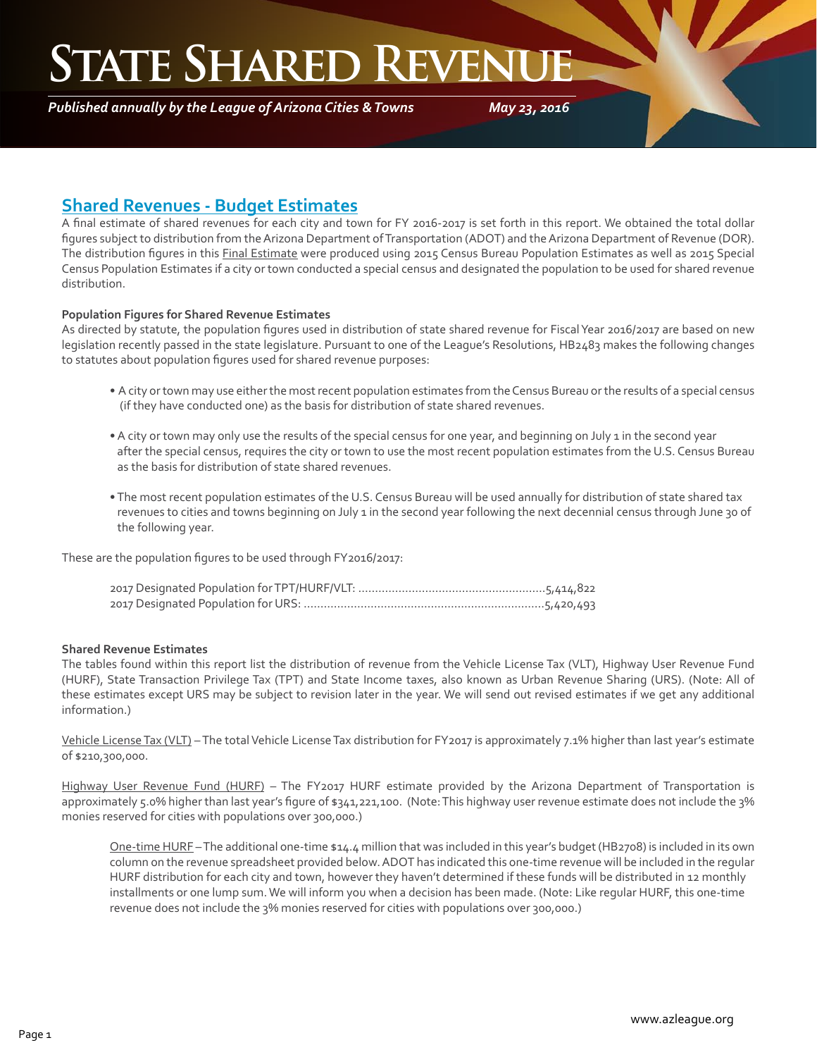# State Shared Revenue

*Published annually by the League of Arizona Cities & Towns* *May 23, 2016*

## Shared Revenues - Budget Estimates

A final estimate of shared revenues for each city and town for FY 2016-2017 is set forth in this report. We obtained the total dollar figures subject to distribution from the Arizona Department of Transportation (ADOT) and the Arizona Department of Revenue (DOR). The distribution figures in this Final Estimate were produced using 2015 Census Bureau Population Estimates as well as 2015 Special Census Population Estimates if a city or town conducted a special census and designated the population to be used for shared revenue distribution.

### Population Figures for Shared Revenue Estimates

As directed by statute, the population figures used in distribution of state shared revenue for Fiscal Year 2016/2017 are based on new legislation recently passed in the state legislature. Pursuant to one of the League's Resolutions, HB2483 makes the following changes to statutes about population figures used for shared revenue purposes:

- A city or town may use either the most recent population estimates from the Census Bureau or the results of a special census (if they have conducted one) as the basis for distribution of state shared revenues.
- A city or town may only use the results of the special census for one year, and beginning on July 1 in the second year after the special census, requires the city or town to use the most recent population estimates from the U.S. Census Bureau as the basis for distribution of state shared revenues.
- The most recent population estimates of the U.S. Census Bureau will be used annually for distribution of state shared tax revenues to cities and towns beginning on July 1 in the second year following the next decennial census through June 30 of the following year.

These are the population figures to be used through FY2016/2017:

2017 Designated Population for TPT/HURF/VLT: ........................................................5,414,822
2017 Designated Population for URS: ........................................................................5,420,493

### Shared Revenue Estimates

The tables found within this report list the distribution of revenue from the Vehicle License Tax (VLT), Highway User Revenue Fund (HURF), State Transaction Privilege Tax (TPT) and State Income taxes, also known as Urban Revenue Sharing (URS). (Note: All of these estimates except URS may be subject to revision later in the year. We will send out revised estimates if we get any additional information.)

Vehicle License Tax (VLT) – The total Vehicle License Tax distribution for FY2017 is approximately 7.1% higher than last year's estimate of $210,300,000.

Highway User Revenue Fund (HURF) – The FY2017 HURF estimate provided by the Arizona Department of Transportation is approximately 5.0% higher than last year's figure of $341,221,100. (Note: This highway user revenue estimate does not include the 3% monies reserved for cities with populations over 300,000.)

One-time HURF – The additional one-time $14.4 million that was included in this year's budget (HB2708) is included in its own column on the revenue spreadsheet provided below. ADOT has indicated this one-time revenue will be included in the regular HURF distribution for each city and town, however they haven't determined if these funds will be distributed in 12 monthly installments or one lump sum. We will inform you when a decision has been made. (Note: Like regular HURF, this one-time revenue does not include the 3% monies reserved for cities with populations over 300,000.)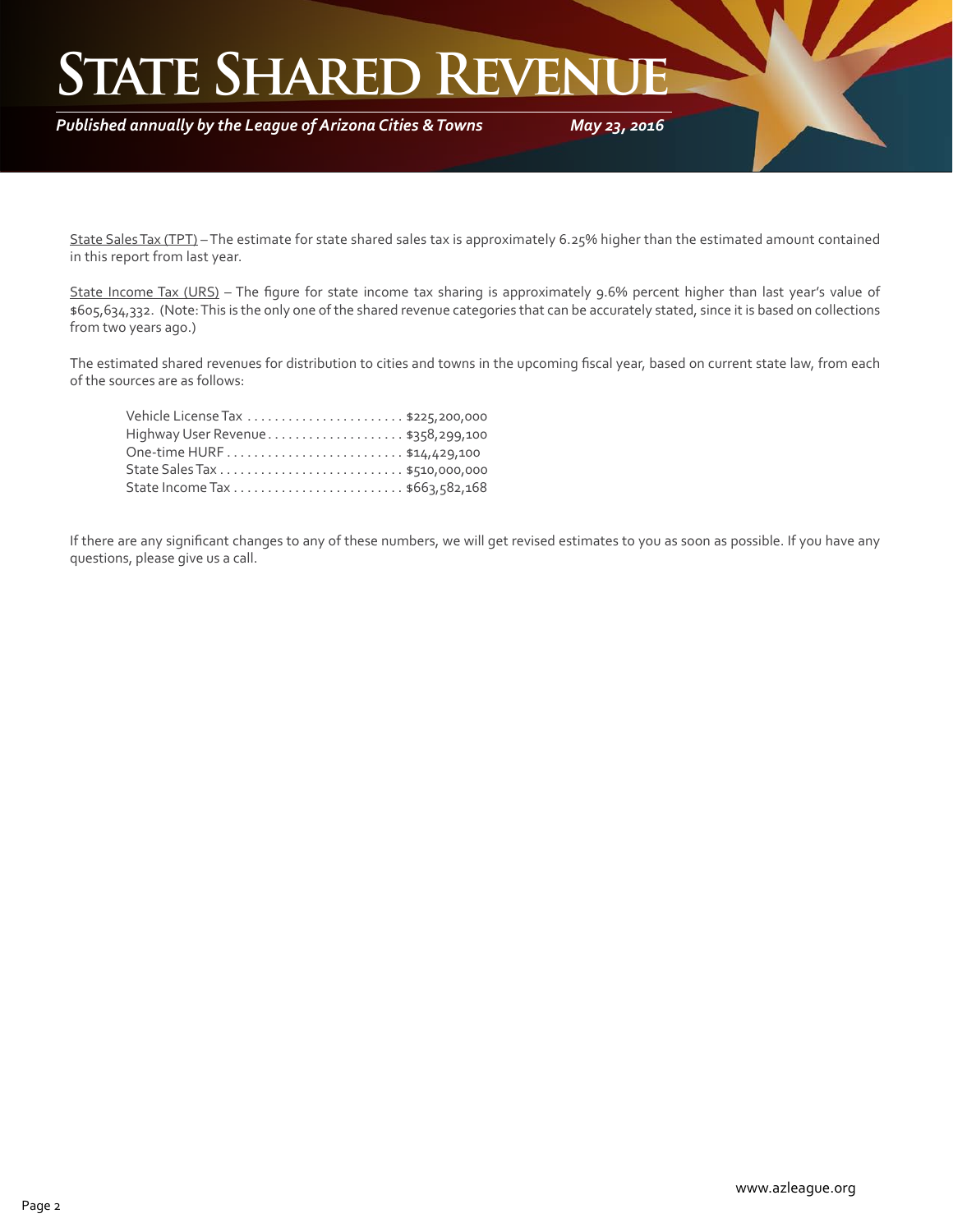# State Shared Revenue

*Published annually by the League of Arizona Cities & Towns* — *May 23, 2016*

State Sales Tax (TPT) – The estimate for state shared sales tax is approximately 6.25% higher than the estimated amount contained in this report from last year.

State Income Tax (URS) – The figure for state income tax sharing is approximately 9.6% percent higher than last year's value of $605,634,332. (Note: This is the only one of the shared revenue categories that can be accurately stated, since it is based on collections from two years ago.)

The estimated shared revenues for distribution to cities and towns in the upcoming fiscal year, based on current state law, from each of the sources are as follows:

| Source | Amount |
|---|---|
| Vehicle License Tax | $225,200,000 |
| Highway User Revenue | $358,299,100 |
| One-time HURF | $14,429,100 |
| State Sales Tax | $510,000,000 |
| State Income Tax | $663,582,168 |

If there are any significant changes to any of these numbers, we will get revised estimates to you as soon as possible. If you have any questions, please give us a call.

www.azleague.org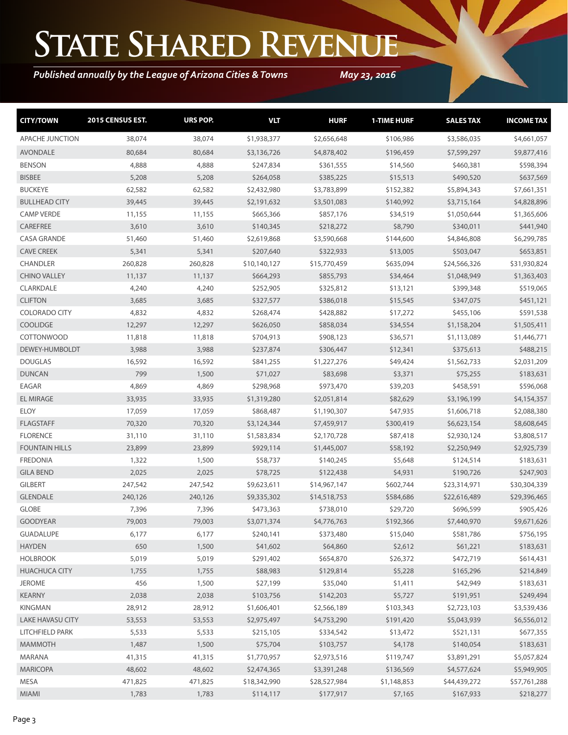# State Shared Revenue

***Published annually by the League of Arizona Cities & Towns*** ***May 23, 2016***

| CITY/TOWN | 2015 CENSUS EST. | URS POP. | VLT | HURF | 1-TIME HURF | SALES TAX | INCOME TAX |
|---|---|---|---|---|---|---|---|
| APACHE JUNCTION | 38,074 | 38,074 | $1,938,377 | $2,656,648 | $106,986 | $3,586,035 | $4,661,057 |
| AVONDALE | 80,684 | 80,684 | $3,136,726 | $4,878,402 | $196,459 | $7,599,297 | $9,877,416 |
| BENSON | 4,888 | 4,888 | $247,834 | $361,555 | $14,560 | $460,381 | $598,394 |
| BISBEE | 5,208 | 5,208 | $264,058 | $385,225 | $15,513 | $490,520 | $637,569 |
| BUCKEYE | 62,582 | 62,582 | $2,432,980 | $3,783,899 | $152,382 | $5,894,343 | $7,661,351 |
| BULLHEAD CITY | 39,445 | 39,445 | $2,191,632 | $3,501,083 | $140,992 | $3,715,164 | $4,828,896 |
| CAMP VERDE | 11,155 | 11,155 | $665,366 | $857,176 | $34,519 | $1,050,644 | $1,365,606 |
| CAREFREE | 3,610 | 3,610 | $140,345 | $218,272 | $8,790 | $340,011 | $441,940 |
| CASA GRANDE | 51,460 | 51,460 | $2,619,868 | $3,590,668 | $144,600 | $4,846,808 | $6,299,785 |
| CAVE CREEK | 5,341 | 5,341 | $207,640 | $322,933 | $13,005 | $503,047 | $653,851 |
| CHANDLER | 260,828 | 260,828 | $10,140,127 | $15,770,459 | $635,094 | $24,566,326 | $31,930,824 |
| CHINO VALLEY | 11,137 | 11,137 | $664,293 | $855,793 | $34,464 | $1,048,949 | $1,363,403 |
| CLARKDALE | 4,240 | 4,240 | $252,905 | $325,812 | $13,121 | $399,348 | $519,065 |
| CLIFTON | 3,685 | 3,685 | $327,577 | $386,018 | $15,545 | $347,075 | $451,121 |
| COLORADO CITY | 4,832 | 4,832 | $268,474 | $428,882 | $17,272 | $455,106 | $591,538 |
| COOLIDGE | 12,297 | 12,297 | $626,050 | $858,034 | $34,554 | $1,158,204 | $1,505,411 |
| COTTONWOOD | 11,818 | 11,818 | $704,913 | $908,123 | $36,571 | $1,113,089 | $1,446,771 |
| DEWEY-HUMBOLDT | 3,988 | 3,988 | $237,874 | $306,447 | $12,341 | $375,613 | $488,215 |
| DOUGLAS | 16,592 | 16,592 | $841,255 | $1,227,276 | $49,424 | $1,562,733 | $2,031,209 |
| DUNCAN | 799 | 1,500 | $71,027 | $83,698 | $3,371 | $75,255 | $183,631 |
| EAGAR | 4,869 | 4,869 | $298,968 | $973,470 | $39,203 | $458,591 | $596,068 |
| EL MIRAGE | 33,935 | 33,935 | $1,319,280 | $2,051,814 | $82,629 | $3,196,199 | $4,154,357 |
| ELOY | 17,059 | 17,059 | $868,487 | $1,190,307 | $47,935 | $1,606,718 | $2,088,380 |
| FLAGSTAFF | 70,320 | 70,320 | $3,124,344 | $7,459,917 | $300,419 | $6,623,154 | $8,608,645 |
| FLORENCE | 31,110 | 31,110 | $1,583,834 | $2,170,728 | $87,418 | $2,930,124 | $3,808,517 |
| FOUNTAIN HILLS | 23,899 | 23,899 | $929,114 | $1,445,007 | $58,192 | $2,250,949 | $2,925,739 |
| FREDONIA | 1,322 | 1,500 | $58,737 | $140,245 | $5,648 | $124,514 | $183,631 |
| GILA BEND | 2,025 | 2,025 | $78,725 | $122,438 | $4,931 | $190,726 | $247,903 |
| GILBERT | 247,542 | 247,542 | $9,623,611 | $14,967,147 | $602,744 | $23,314,971 | $30,304,339 |
| GLENDALE | 240,126 | 240,126 | $9,335,302 | $14,518,753 | $584,686 | $22,616,489 | $29,396,465 |
| GLOBE | 7,396 | 7,396 | $473,363 | $738,010 | $29,720 | $696,599 | $905,426 |
| GOODYEAR | 79,003 | 79,003 | $3,071,374 | $4,776,763 | $192,366 | $7,440,970 | $9,671,626 |
| GUADALUPE | 6,177 | 6,177 | $240,141 | $373,480 | $15,040 | $581,786 | $756,195 |
| HAYDEN | 650 | 1,500 | $41,602 | $64,860 | $2,612 | $61,221 | $183,631 |
| HOLBROOK | 5,019 | 5,019 | $291,402 | $654,870 | $26,372 | $472,719 | $614,431 |
| HUACHUCA CITY | 1,755 | 1,755 | $88,983 | $129,814 | $5,228 | $165,296 | $214,849 |
| JEROME | 456 | 1,500 | $27,199 | $35,040 | $1,411 | $42,949 | $183,631 |
| KEARNY | 2,038 | 2,038 | $103,756 | $142,203 | $5,727 | $191,951 | $249,494 |
| KINGMAN | 28,912 | 28,912 | $1,606,401 | $2,566,189 | $103,343 | $2,723,103 | $3,539,436 |
| LAKE HAVASU CITY | 53,553 | 53,553 | $2,975,497 | $4,753,290 | $191,420 | $5,043,939 | $6,556,012 |
| LITCHFIELD PARK | 5,533 | 5,533 | $215,105 | $334,542 | $13,472 | $521,131 | $677,355 |
| MAMMOTH | 1,487 | 1,500 | $75,704 | $103,757 | $4,178 | $140,054 | $183,631 |
| MARANA | 41,315 | 41,315 | $1,770,957 | $2,973,516 | $119,747 | $3,891,291 | $5,057,824 |
| MARICOPA | 48,602 | 48,602 | $2,474,365 | $3,391,248 | $136,569 | $4,577,624 | $5,949,905 |
| MESA | 471,825 | 471,825 | $18,342,990 | $28,527,984 | $1,148,853 | $44,439,272 | $57,761,288 |
| MIAMI | 1,783 | 1,783 | $114,117 | $177,917 | $7,165 | $167,933 | $218,277 |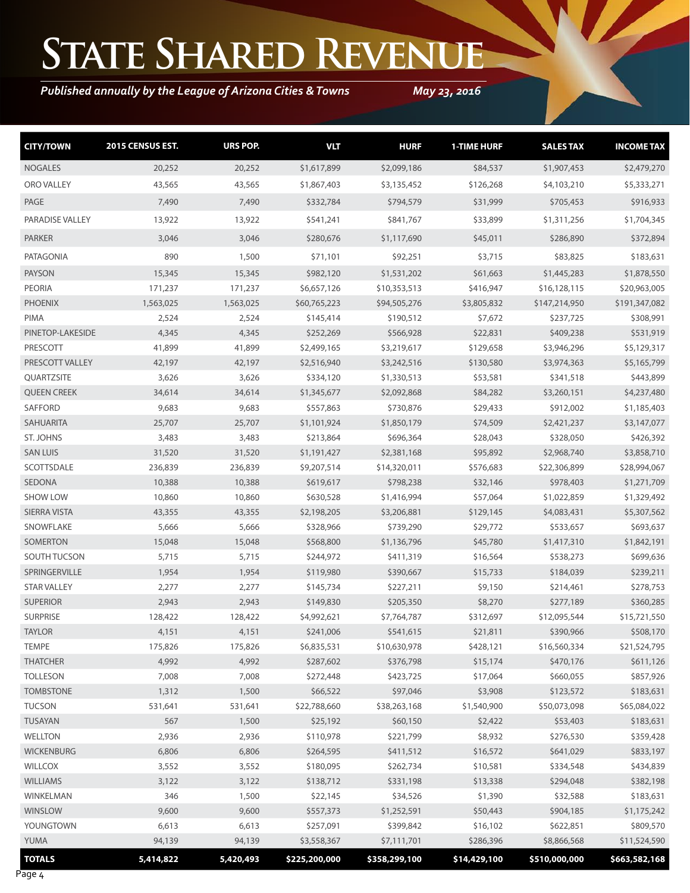# State Shared Revenue

*Published annually by the League of Arizona Cities & Towns* *May 23, 2016*

| CITY/TOWN | 2015 CENSUS EST. | URS POP. | VLT | HURF | 1-TIME HURF | SALES TAX | INCOME TAX |
|---|---|---|---|---|---|---|---|
| NOGALES | 20,252 | 20,252 | $1,617,899 | $2,099,186 | $84,537 | $1,907,453 | $2,479,270 |
| ORO VALLEY | 43,565 | 43,565 | $1,867,403 | $3,135,452 | $126,268 | $4,103,210 | $5,333,271 |
| PAGE | 7,490 | 7,490 | $332,784 | $794,579 | $31,999 | $705,453 | $916,933 |
| PARADISE VALLEY | 13,922 | 13,922 | $541,241 | $841,767 | $33,899 | $1,311,256 | $1,704,345 |
| PARKER | 3,046 | 3,046 | $280,676 | $1,117,690 | $45,011 | $286,890 | $372,894 |
| PATAGONIA | 890 | 1,500 | $71,101 | $92,251 | $3,715 | $83,825 | $183,631 |
| PAYSON | 15,345 | 15,345 | $982,120 | $1,531,202 | $61,663 | $1,445,283 | $1,878,550 |
| PEORIA | 171,237 | 171,237 | $6,657,126 | $10,353,513 | $416,947 | $16,128,115 | $20,963,005 |
| PHOENIX | 1,563,025 | 1,563,025 | $60,765,223 | $94,505,276 | $3,805,832 | $147,214,950 | $191,347,082 |
| PIMA | 2,524 | 2,524 | $145,414 | $190,512 | $7,672 | $237,725 | $308,991 |
| PINETOP-LAKESIDE | 4,345 | 4,345 | $252,269 | $566,928 | $22,831 | $409,238 | $531,919 |
| PRESCOTT | 41,899 | 41,899 | $2,499,165 | $3,219,617 | $129,658 | $3,946,296 | $5,129,317 |
| PRESCOTT VALLEY | 42,197 | 42,197 | $2,516,940 | $3,242,516 | $130,580 | $3,974,363 | $5,165,799 |
| QUARTZSITE | 3,626 | 3,626 | $334,120 | $1,330,513 | $53,581 | $341,518 | $443,899 |
| QUEEN CREEK | 34,614 | 34,614 | $1,345,677 | $2,092,868 | $84,282 | $3,260,151 | $4,237,480 |
| SAFFORD | 9,683 | 9,683 | $557,863 | $730,876 | $29,433 | $912,002 | $1,185,403 |
| SAHUARITA | 25,707 | 25,707 | $1,101,924 | $1,850,179 | $74,509 | $2,421,237 | $3,147,077 |
| ST. JOHNS | 3,483 | 3,483 | $213,864 | $696,364 | $28,043 | $328,050 | $426,392 |
| SAN LUIS | 31,520 | 31,520 | $1,191,427 | $2,381,168 | $95,892 | $2,968,740 | $3,858,710 |
| SCOTTSDALE | 236,839 | 236,839 | $9,207,514 | $14,320,011 | $576,683 | $22,306,899 | $28,994,067 |
| SEDONA | 10,388 | 10,388 | $619,617 | $798,238 | $32,146 | $978,403 | $1,271,709 |
| SHOW LOW | 10,860 | 10,860 | $630,528 | $1,416,994 | $57,064 | $1,022,859 | $1,329,492 |
| SIERRA VISTA | 43,355 | 43,355 | $2,198,205 | $3,206,881 | $129,145 | $4,083,431 | $5,307,562 |
| SNOWFLAKE | 5,666 | 5,666 | $328,966 | $739,290 | $29,772 | $533,657 | $693,637 |
| SOMERTON | 15,048 | 15,048 | $568,800 | $1,136,796 | $45,780 | $1,417,310 | $1,842,191 |
| SOUTH TUCSON | 5,715 | 5,715 | $244,972 | $411,319 | $16,564 | $538,273 | $699,636 |
| SPRINGERVILLE | 1,954 | 1,954 | $119,980 | $390,667 | $15,733 | $184,039 | $239,211 |
| STAR VALLEY | 2,277 | 2,277 | $145,734 | $227,211 | $9,150 | $214,461 | $278,753 |
| SUPERIOR | 2,943 | 2,943 | $149,830 | $205,350 | $8,270 | $277,189 | $360,285 |
| SURPRISE | 128,422 | 128,422 | $4,992,621 | $7,764,787 | $312,697 | $12,095,544 | $15,721,550 |
| TAYLOR | 4,151 | 4,151 | $241,006 | $541,615 | $21,811 | $390,966 | $508,170 |
| TEMPE | 175,826 | 175,826 | $6,835,531 | $10,630,978 | $428,121 | $16,560,334 | $21,524,795 |
| THATCHER | 4,992 | 4,992 | $287,602 | $376,798 | $15,174 | $470,176 | $611,126 |
| TOLLESON | 7,008 | 7,008 | $272,448 | $423,725 | $17,064 | $660,055 | $857,926 |
| TOMBSTONE | 1,312 | 1,500 | $66,522 | $97,046 | $3,908 | $123,572 | $183,631 |
| TUCSON | 531,641 | 531,641 | $22,788,660 | $38,263,168 | $1,540,900 | $50,073,098 | $65,084,022 |
| TUSAYAN | 567 | 1,500 | $25,192 | $60,150 | $2,422 | $53,403 | $183,631 |
| WELLTON | 2,936 | 2,936 | $110,978 | $221,799 | $8,932 | $276,530 | $359,428 |
| WICKENBURG | 6,806 | 6,806 | $264,595 | $411,512 | $16,572 | $641,029 | $833,197 |
| WILLCOX | 3,552 | 3,552 | $180,095 | $262,734 | $10,581 | $334,548 | $434,839 |
| WILLIAMS | 3,122 | 3,122 | $138,712 | $331,198 | $13,338 | $294,048 | $382,198 |
| WINKELMAN | 346 | 1,500 | $22,145 | $34,526 | $1,390 | $32,588 | $183,631 |
| WINSLOW | 9,600 | 9,600 | $557,373 | $1,252,591 | $50,443 | $904,185 | $1,175,242 |
| YOUNGTOWN | 6,613 | 6,613 | $257,091 | $399,842 | $16,102 | $622,851 | $809,570 |
| YUMA | 94,139 | 94,139 | $3,558,367 | $7,111,701 | $286,396 | $8,866,568 | $11,524,590 |
| **TOTALS** | **5,414,822** | **5,420,493** | **$225,200,000** | **$358,299,100** | **$14,429,100** | **$510,000,000** | **$663,582,168** |